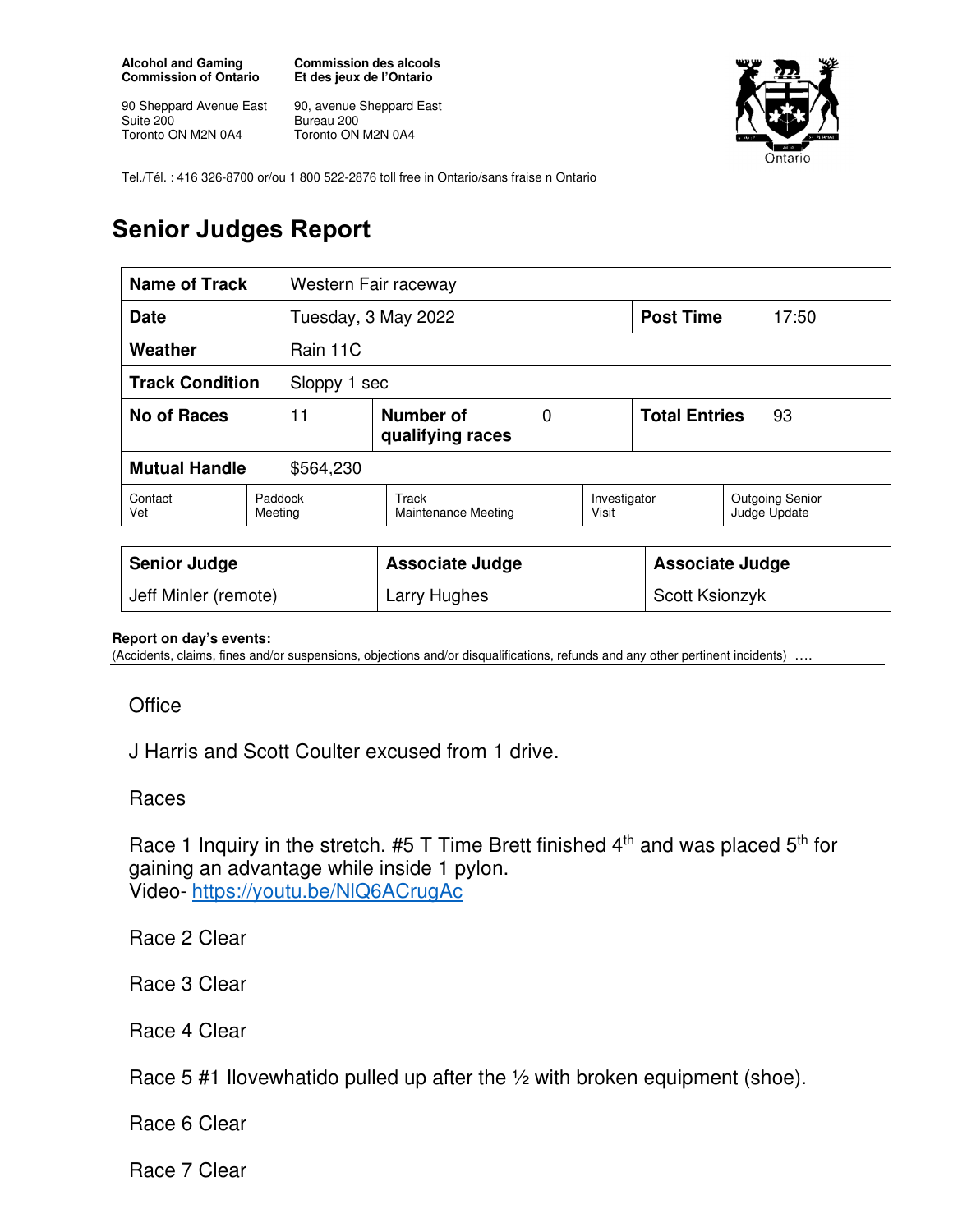**Alcohol and Gaming Commission of Ontario**

90 Sheppard Avenue East
Suite 200
Toronto ON M2N 0A4

**Commission des alcools Et des jeux de l'Ontario**

90, avenue Sheppard East
Bureau 200
Toronto ON M2N 0A4

Tel./Tél. : 416 326-8700 or/ou 1 800 522-2876 toll free in Ontario/sans fraise n Ontario

# Senior Judges Report

| **Name of Track** | Western Fair raceway | | | | |
|---|---|---|---|---|---|
| **Date** | Tuesday, 3 May 2022 | | | **Post Time** | 17:50 |
| **Weather** | Rain 11C | | | | |
| **Track Condition** | Sloppy 1 sec | | | | |
| **No of Races** | 11 | **Number of qualifying races** | 0 | **Total Entries** | 93 |
| **Mutual Handle** | $564,230 | | | | |

| Contact Vet | Paddock Meeting | Track Maintenance Meeting | Investigator Visit | Outgoing Senior Judge Update |
|---|---|---|---|---|

| **Senior Judge** | **Associate Judge** | **Associate Judge** |
|---|---|---|
| Jeff Minler (remote) | Larry Hughes | Scott Ksionzyk |

**Report on day's events:**
(Accidents, claims, fines and/or suspensions, objections and/or disqualifications, refunds and any other pertinent incidents) ….

Office

J Harris and Scott Coulter excused from 1 drive.

Races

Race 1 Inquiry in the stretch. #5 T Time Brett finished 4th and was placed 5th for gaining an advantage while inside 1 pylon.
Video- https://youtu.be/NlQ6ACrugAc

Race 2 Clear

Race 3 Clear

Race 4 Clear

Race 5 #1 Ilovewhatido pulled up after the ½ with broken equipment (shoe).

Race 6 Clear

Race 7 Clear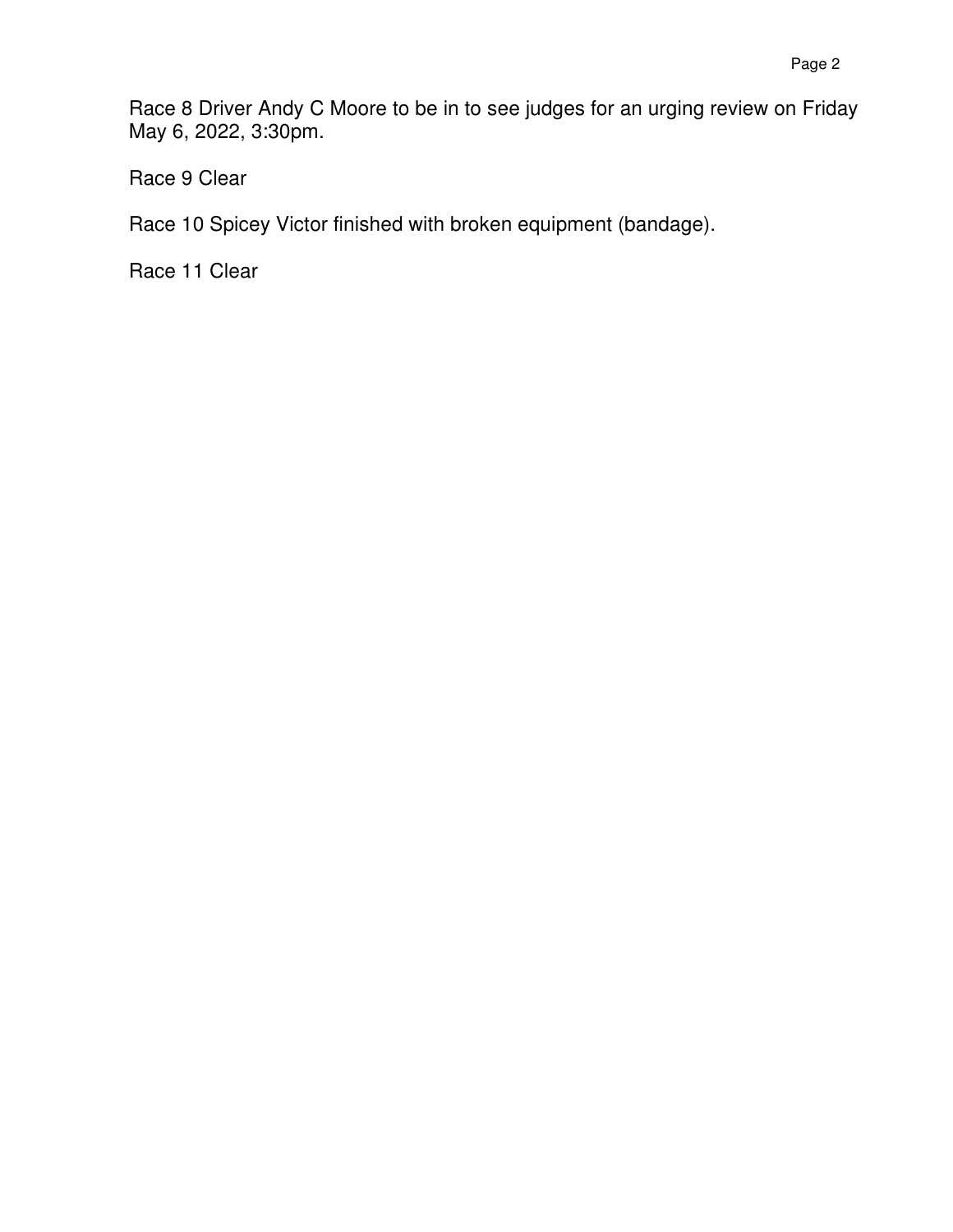Race 8 Driver Andy C Moore to be in to see judges for an urging review on Friday May 6, 2022, 3:30pm.

Race 9 Clear

Race 10 Spicey Victor finished with broken equipment (bandage).

Race 11 Clear